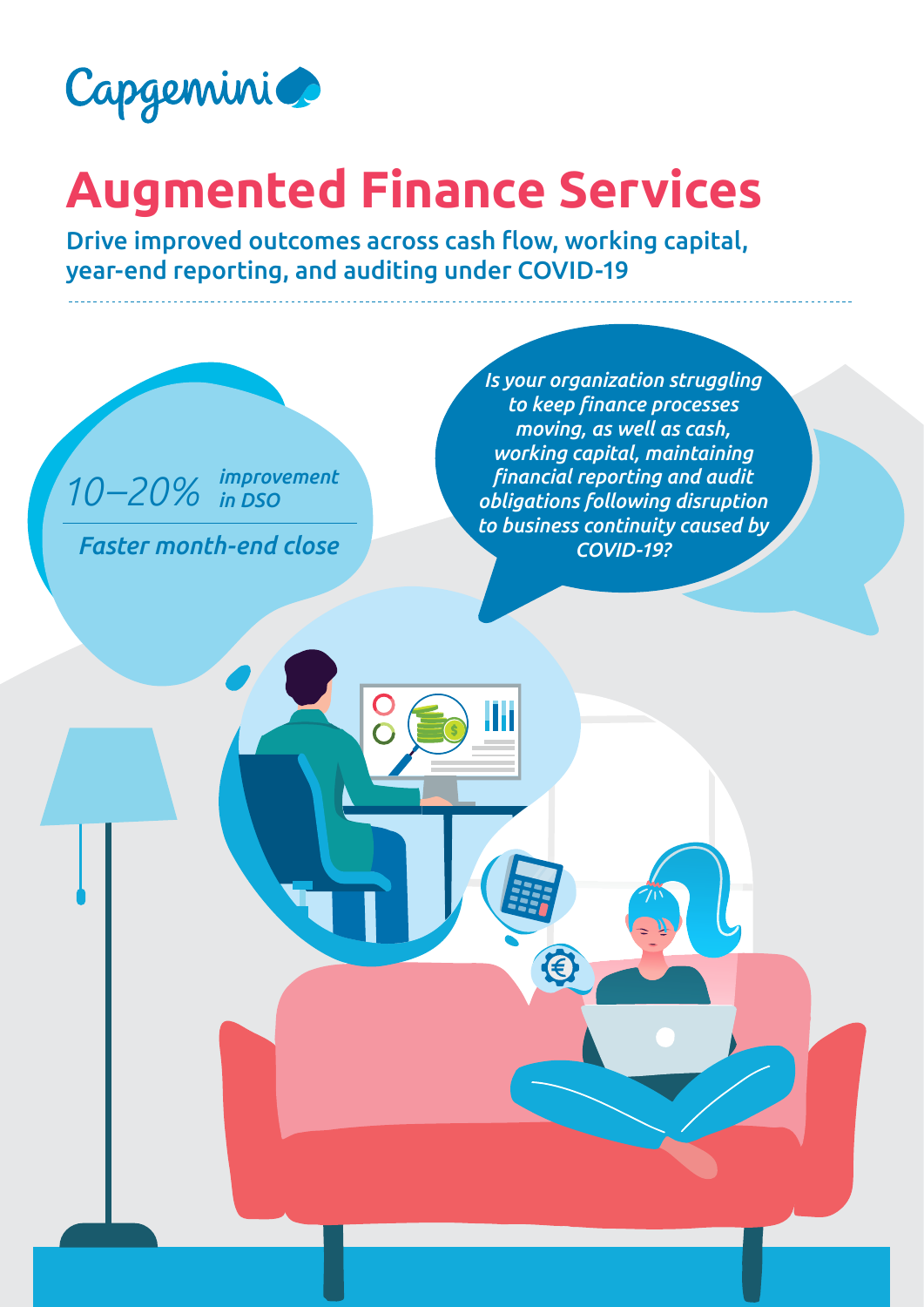Capgemini

# Augmented Finance Services

## Drive improved outcomes across cash flow, working capital, year-end reporting, and auditing under COVID-19

*10–20% improvement in DSO*

*Faster month-end close*

*Is your organization struggling to keep finance processes moving, as well as cash, working capital, maintaining financial reporting and audit obligations following disruption to business continuity caused by COVID-19?*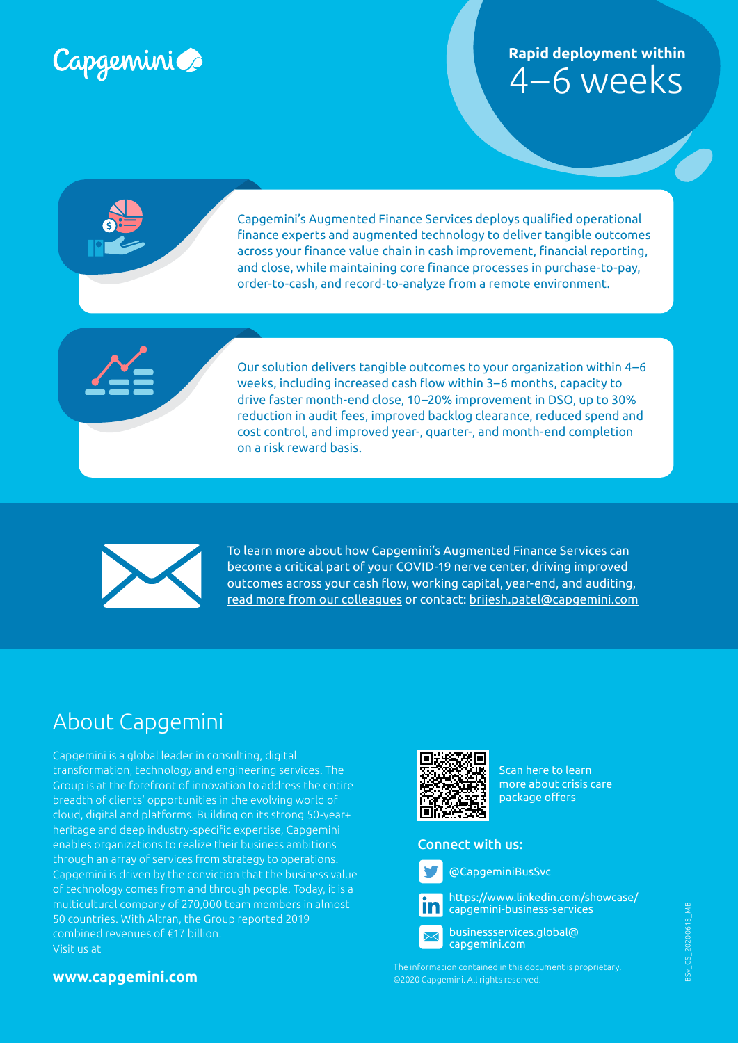**Rapid deployment within**
# 4–6 weeks

Capgemini's Augmented Finance Services deploys qualified operational finance experts and augmented technology to deliver tangible outcomes across your finance value chain in cash improvement, financial reporting, and close, while maintaining core finance processes in purchase-to-pay, order-to-cash, and record-to-analyze from a remote environment.

Our solution delivers tangible outcomes to your organization within 4–6 weeks, including increased cash flow within 3–6 months, capacity to drive faster month-end close, 10–20% improvement in DSO, up to 30% reduction in audit fees, improved backlog clearance, reduced spend and cost control, and improved year-, quarter-, and month-end completion on a risk reward basis.

To learn more about how Capgemini's Augmented Finance Services can become a critical part of your COVID-19 nerve center, driving improved outcomes across your cash flow, working capital, year-end, and auditing, read more from our colleagues or contact: brijesh.patel@capgemini.com

## About Capgemini

Capgemini is a global leader in consulting, digital transformation, technology and engineering services. The Group is at the forefront of innovation to address the entire breadth of clients' opportunities in the evolving world of cloud, digital and platforms. Building on its strong 50-year+ heritage and deep industry-specific expertise, Capgemini enables organizations to realize their business ambitions through an array of services from strategy to operations. Capgemini is driven by the conviction that the business value of technology comes from and through people. Today, it is a multicultural company of 270,000 team members in almost 50 countries. With Altran, the Group reported 2019 combined revenues of €17 billion.
Visit us at

**www.capgemini.com**

Scan here to learn more about crisis care package offers

**Connect with us:**

@CapgeminiBusSvc

https://www.linkedin.com/showcase/capgemini-business-services

businessservices.global@capgemini.com

The information contained in this document is proprietary. ©2020 Capgemini. All rights reserved.

BSv_CS_20200618_MB